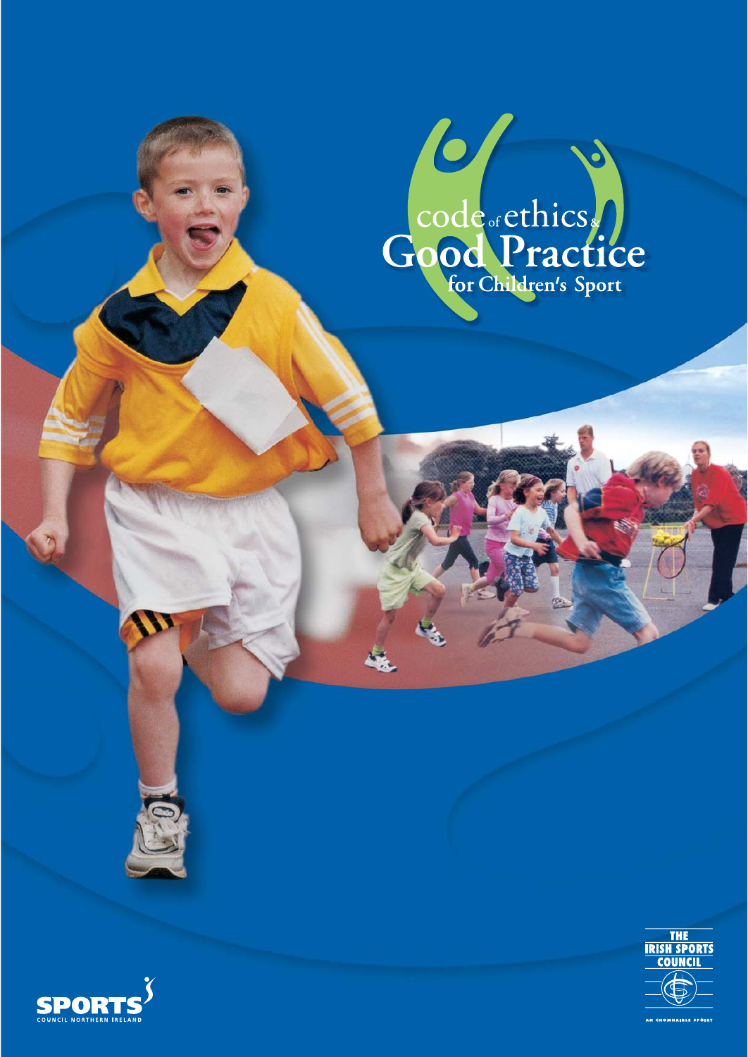# code of ethics & Good Practice for Children's Sport

SPORTS COUNCIL NORTHERN IRELAND

THE IRISH SPORTS COUNCIL

AN CHOMHAIRLE SPÓIRT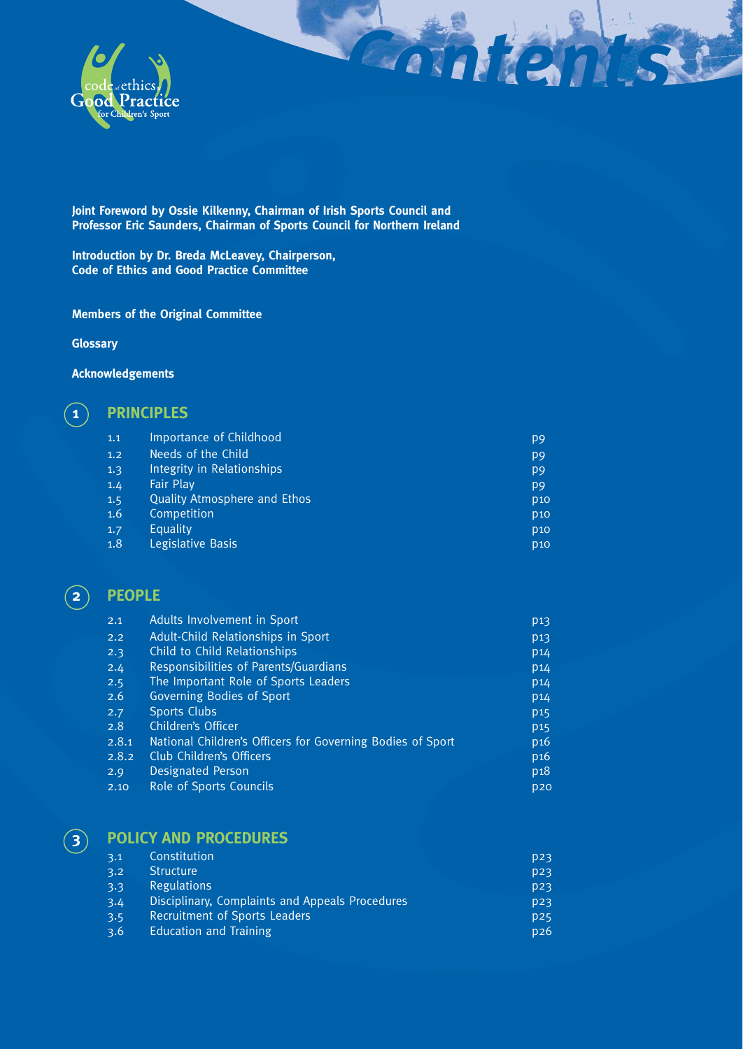# Contents

**Joint Foreword by Ossie Kilkenny, Chairman of Irish Sports Council and Professor Eric Saunders, Chairman of Sports Council for Northern Ireland**

**Introduction by Dr. Breda McLeavey, Chairperson, Code of Ethics and Good Practice Committee**

**Members of the Original Committee**

**Glossary**

**Acknowledgements**

## 1 PRINCIPLES

| | | |
|---|---|---|
| 1.1 | Importance of Childhood | p9 |
| 1.2 | Needs of the Child | p9 |
| 1.3 | Integrity in Relationships | p9 |
| 1.4 | Fair Play | p9 |
| 1.5 | Quality Atmosphere and Ethos | p10 |
| 1.6 | Competition | p10 |
| 1.7 | Equality | p10 |
| 1.8 | Legislative Basis | p10 |

## 2 PEOPLE

| | | |
|---|---|---|
| 2.1 | Adults Involvement in Sport | p13 |
| 2.2 | Adult-Child Relationships in Sport | p13 |
| 2.3 | Child to Child Relationships | p14 |
| 2.4 | Responsibilities of Parents/Guardians | p14 |
| 2.5 | The Important Role of Sports Leaders | p14 |
| 2.6 | Governing Bodies of Sport | p14 |
| 2.7 | Sports Clubs | p15 |
| 2.8 | Children's Officer | p15 |
| 2.8.1 | National Children's Officers for Governing Bodies of Sport | p16 |
| 2.8.2 | Club Children's Officers | p16 |
| 2.9 | Designated Person | p18 |
| 2.10 | Role of Sports Councils | p20 |

## 3 POLICY AND PROCEDURES

| | | |
|---|---|---|
| 3.1 | Constitution | p23 |
| 3.2 | Structure | p23 |
| 3.3 | Regulations | p23 |
| 3.4 | Disciplinary, Complaints and Appeals Procedures | p23 |
| 3.5 | Recruitment of Sports Leaders | p25 |
| 3.6 | Education and Training | p26 |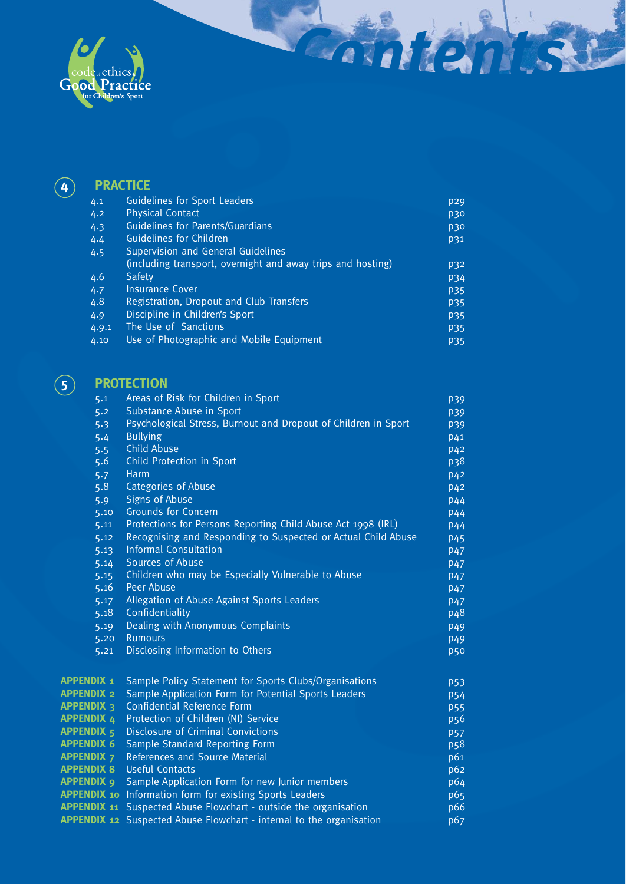# Contents

## 4 PRACTICE

| | | |
|---|---|---|
| 4.1 | Guidelines for Sport Leaders | p29 |
| 4.2 | Physical Contact | p30 |
| 4.3 | Guidelines for Parents/Guardians | p30 |
| 4.4 | Guidelines for Children | p31 |
| 4.5 | Supervision and General Guidelines (including transport, overnight and away trips and hosting) | p32 |
| 4.6 | Safety | p34 |
| 4.7 | Insurance Cover | p35 |
| 4.8 | Registration, Dropout and Club Transfers | p35 |
| 4.9 | Discipline in Children's Sport | p35 |
| 4.9.1 | The Use of Sanctions | p35 |
| 4.10 | Use of Photographic and Mobile Equipment | p35 |

## 5 PROTECTION

| | | |
|---|---|---|
| 5.1 | Areas of Risk for Children in Sport | p39 |
| 5.2 | Substance Abuse in Sport | p39 |
| 5.3 | Psychological Stress, Burnout and Dropout of Children in Sport | p39 |
| 5.4 | Bullying | p41 |
| 5.5 | Child Abuse | p42 |
| 5.6 | Child Protection in Sport | p38 |
| 5.7 | Harm | p42 |
| 5.8 | Categories of Abuse | p42 |
| 5.9 | Signs of Abuse | p44 |
| 5.10 | Grounds for Concern | p44 |
| 5.11 | Protections for Persons Reporting Child Abuse Act 1998 (IRL) | p44 |
| 5.12 | Recognising and Responding to Suspected or Actual Child Abuse | p45 |
| 5.13 | Informal Consultation | p47 |
| 5.14 | Sources of Abuse | p47 |
| 5.15 | Children who may be Especially Vulnerable to Abuse | p47 |
| 5.16 | Peer Abuse | p47 |
| 5.17 | Allegation of Abuse Against Sports Leaders | p47 |
| 5.18 | Confidentiality | p48 |
| 5.19 | Dealing with Anonymous Complaints | p49 |
| 5.20 | Rumours | p49 |
| 5.21 | Disclosing Information to Others | p50 |

| | | |
|---|---|---|
| **APPENDIX 1** | Sample Policy Statement for Sports Clubs/Organisations | p53 |
| **APPENDIX 2** | Sample Application Form for Potential Sports Leaders | p54 |
| **APPENDIX 3** | Confidential Reference Form | p55 |
| **APPENDIX 4** | Protection of Children (NI) Service | p56 |
| **APPENDIX 5** | Disclosure of Criminal Convictions | p57 |
| **APPENDIX 6** | Sample Standard Reporting Form | p58 |
| **APPENDIX 7** | References and Source Material | p61 |
| **APPENDIX 8** | Useful Contacts | p62 |
| **APPENDIX 9** | Sample Application Form for new Junior members | p64 |
| **APPENDIX 10** | Information form for existing Sports Leaders | p65 |
| **APPENDIX 11** | Suspected Abuse Flowchart - outside the organisation | p66 |
| **APPENDIX 12** | Suspected Abuse Flowchart - internal to the organisation | p67 |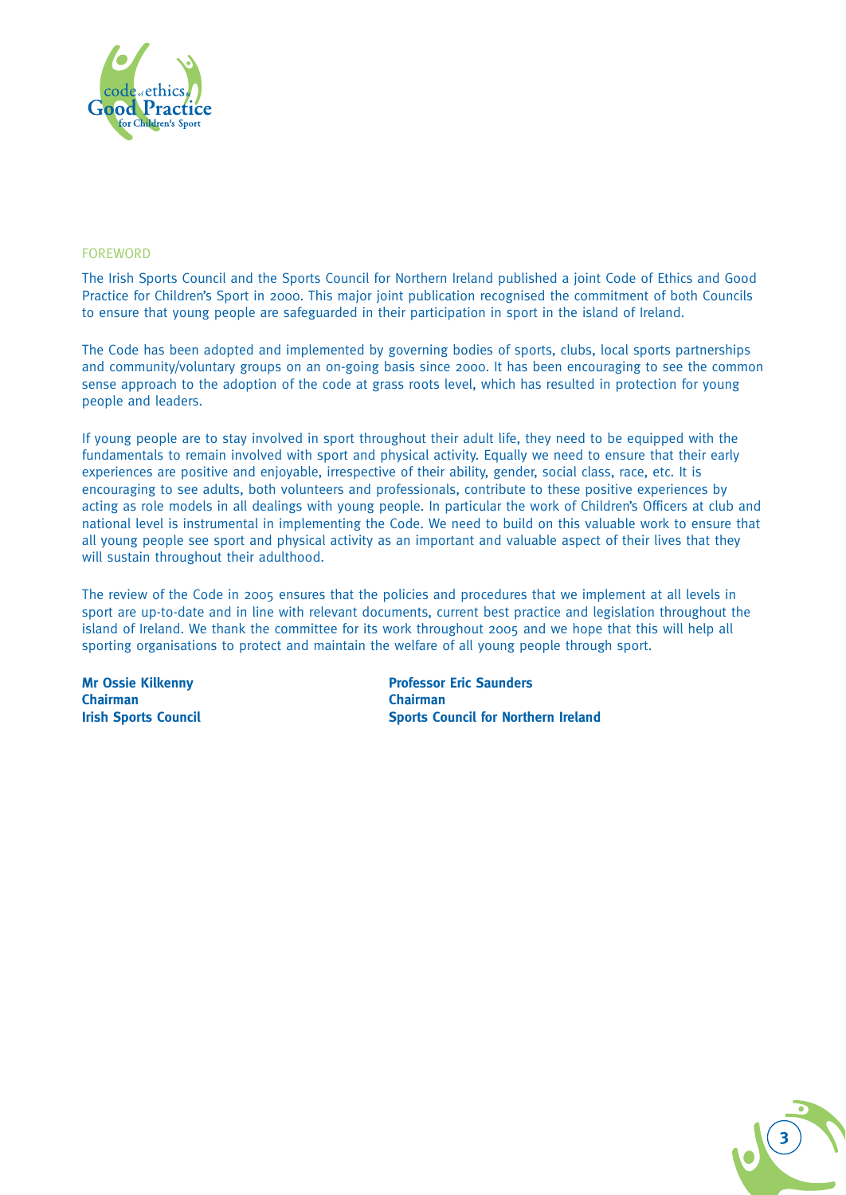## FOREWORD

The Irish Sports Council and the Sports Council for Northern Ireland published a joint Code of Ethics and Good Practice for Children's Sport in 2000. This major joint publication recognised the commitment of both Councils to ensure that young people are safeguarded in their participation in sport in the island of Ireland.

The Code has been adopted and implemented by governing bodies of sports, clubs, local sports partnerships and community/voluntary groups on an on-going basis since 2000. It has been encouraging to see the common sense approach to the adoption of the code at grass roots level, which has resulted in protection for young people and leaders.

If young people are to stay involved in sport throughout their adult life, they need to be equipped with the fundamentals to remain involved with sport and physical activity. Equally we need to ensure that their early experiences are positive and enjoyable, irrespective of their ability, gender, social class, race, etc. It is encouraging to see adults, both volunteers and professionals, contribute to these positive experiences by acting as role models in all dealings with young people. In particular the work of Children's Officers at club and national level is instrumental in implementing the Code. We need to build on this valuable work to ensure that all young people see sport and physical activity as an important and valuable aspect of their lives that they will sustain throughout their adulthood.

The review of the Code in 2005 ensures that the policies and procedures that we implement at all levels in sport are up-to-date and in line with relevant documents, current best practice and legislation throughout the island of Ireland. We thank the committee for its work throughout 2005 and we hope that this will help all sporting organisations to protect and maintain the welfare of all young people through sport.

**Mr Ossie Kilkenny**
**Chairman**
**Irish Sports Council**

**Professor Eric Saunders**
**Chairman**
**Sports Council for Northern Ireland**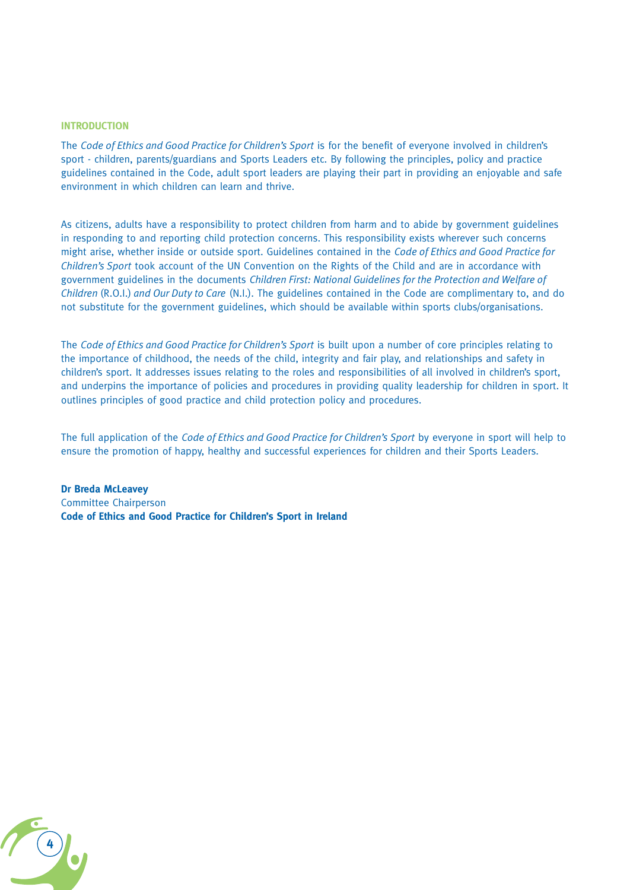## INTRODUCTION

The *Code of Ethics and Good Practice for Children's Sport* is for the benefit of everyone involved in children's sport - children, parents/guardians and Sports Leaders etc. By following the principles, policy and practice guidelines contained in the Code, adult sport leaders are playing their part in providing an enjoyable and safe environment in which children can learn and thrive.

As citizens, adults have a responsibility to protect children from harm and to abide by government guidelines in responding to and reporting child protection concerns. This responsibility exists wherever such concerns might arise, whether inside or outside sport. Guidelines contained in the *Code of Ethics and Good Practice for Children's Sport* took account of the UN Convention on the Rights of the Child and are in accordance with government guidelines in the documents *Children First: National Guidelines for the Protection and Welfare of Children* (R.O.I.) *and Our Duty to Care* (N.I.). The guidelines contained in the Code are complimentary to, and do not substitute for the government guidelines, which should be available within sports clubs/organisations.

The *Code of Ethics and Good Practice for Children's Sport* is built upon a number of core principles relating to the importance of childhood, the needs of the child, integrity and fair play, and relationships and safety in children's sport. It addresses issues relating to the roles and responsibilities of all involved in children's sport, and underpins the importance of policies and procedures in providing quality leadership for children in sport. It outlines principles of good practice and child protection policy and procedures.

The full application of the *Code of Ethics and Good Practice for Children's Sport* by everyone in sport will help to ensure the promotion of happy, healthy and successful experiences for children and their Sports Leaders.

**Dr Breda McLeavey**
Committee Chairperson
**Code of Ethics and Good Practice for Children's Sport in Ireland**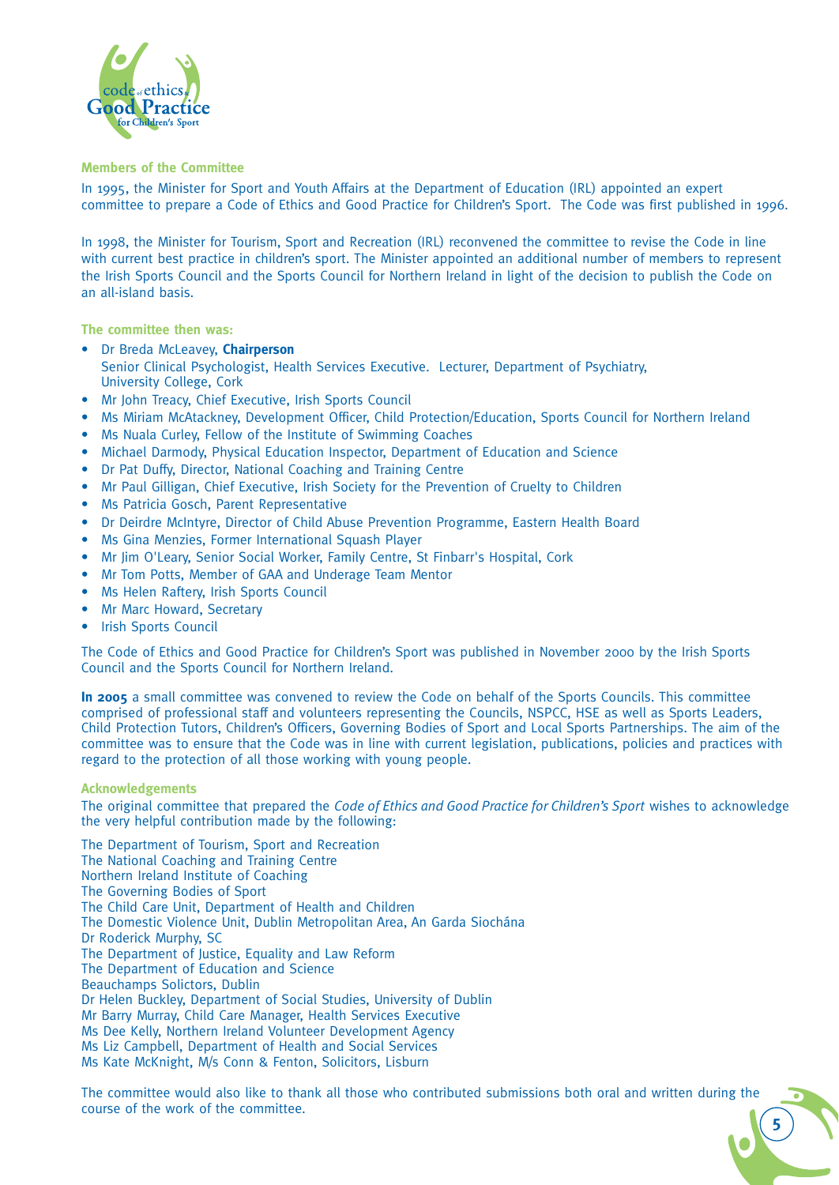## Members of the Committee

In 1995, the Minister for Sport and Youth Affairs at the Department of Education (IRL) appointed an expert committee to prepare a Code of Ethics and Good Practice for Children's Sport. The Code was first published in 1996.

In 1998, the Minister for Tourism, Sport and Recreation (IRL) reconvened the committee to revise the Code in line with current best practice in children's sport. The Minister appointed an additional number of members to represent the Irish Sports Council and the Sports Council for Northern Ireland in light of the decision to publish the Code on an all-island basis.

### The committee then was:

- Dr Breda McLeavey, **Chairperson**
  Senior Clinical Psychologist, Health Services Executive. Lecturer, Department of Psychiatry, University College, Cork
- Mr John Treacy, Chief Executive, Irish Sports Council
- Ms Miriam McAtackney, Development Officer, Child Protection/Education, Sports Council for Northern Ireland
- Ms Nuala Curley, Fellow of the Institute of Swimming Coaches
- Michael Darmody, Physical Education Inspector, Department of Education and Science
- Dr Pat Duffy, Director, National Coaching and Training Centre
- Mr Paul Gilligan, Chief Executive, Irish Society for the Prevention of Cruelty to Children
- Ms Patricia Gosch, Parent Representative
- Dr Deirdre McIntyre, Director of Child Abuse Prevention Programme, Eastern Health Board
- Ms Gina Menzies, Former International Squash Player
- Mr Jim O'Leary, Senior Social Worker, Family Centre, St Finbarr's Hospital, Cork
- Mr Tom Potts, Member of GAA and Underage Team Mentor
- Ms Helen Raftery, Irish Sports Council
- Mr Marc Howard, Secretary
- Irish Sports Council

The Code of Ethics and Good Practice for Children's Sport was published in November 2000 by the Irish Sports Council and the Sports Council for Northern Ireland.

**In 2005** a small committee was convened to review the Code on behalf of the Sports Councils. This committee comprised of professional staff and volunteers representing the Councils, NSPCC, HSE as well as Sports Leaders, Child Protection Tutors, Children's Officers, Governing Bodies of Sport and Local Sports Partnerships. The aim of the committee was to ensure that the Code was in line with current legislation, publications, policies and practices with regard to the protection of all those working with young people.

### Acknowledgements

The original committee that prepared the *Code of Ethics and Good Practice for Children's Sport* wishes to acknowledge the very helpful contribution made by the following:

The Department of Tourism, Sport and Recreation
The National Coaching and Training Centre
Northern Ireland Institute of Coaching
The Governing Bodies of Sport
The Child Care Unit, Department of Health and Children
The Domestic Violence Unit, Dublin Metropolitan Area, An Garda Siochána
Dr Roderick Murphy, SC
The Department of Justice, Equality and Law Reform
The Department of Education and Science
Beauchamps Solicitors, Dublin
Dr Helen Buckley, Department of Social Studies, University of Dublin
Mr Barry Murray, Child Care Manager, Health Services Executive
Ms Dee Kelly, Northern Ireland Volunteer Development Agency
Ms Liz Campbell, Department of Health and Social Services
Ms Kate McKnight, M/s Conn & Fenton, Solicitors, Lisburn

The committee would also like to thank all those who contributed submissions both oral and written during the course of the work of the committee.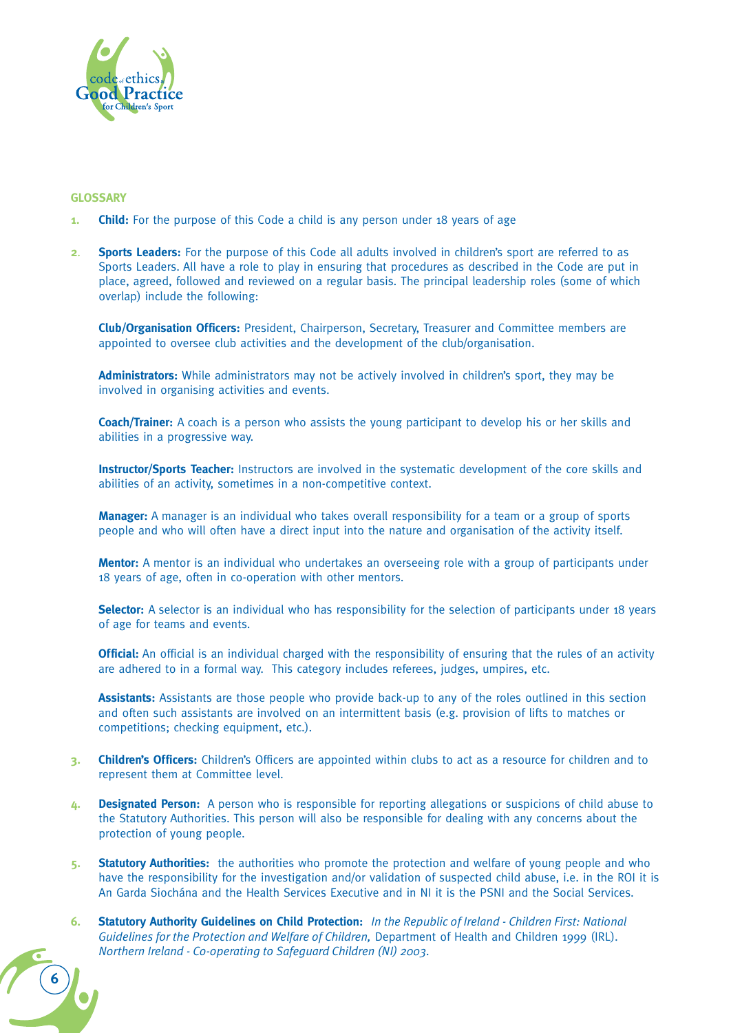## GLOSSARY

1. **Child:** For the purpose of this Code a child is any person under 18 years of age

2. **Sports Leaders:** For the purpose of this Code all adults involved in children's sport are referred to as Sports Leaders. All have a role to play in ensuring that procedures as described in the Code are put in place, agreed, followed and reviewed on a regular basis. The principal leadership roles (some of which overlap) include the following:

   **Club/Organisation Officers:** President, Chairperson, Secretary, Treasurer and Committee members are appointed to oversee club activities and the development of the club/organisation.

   **Administrators:** While administrators may not be actively involved in children's sport, they may be involved in organising activities and events.

   **Coach/Trainer:** A coach is a person who assists the young participant to develop his or her skills and abilities in a progressive way.

   **Instructor/Sports Teacher:** Instructors are involved in the systematic development of the core skills and abilities of an activity, sometimes in a non-competitive context.

   **Manager:** A manager is an individual who takes overall responsibility for a team or a group of sports people and who will often have a direct input into the nature and organisation of the activity itself.

   **Mentor:** A mentor is an individual who undertakes an overseeing role with a group of participants under 18 years of age, often in co-operation with other mentors.

   **Selector:** A selector is an individual who has responsibility for the selection of participants under 18 years of age for teams and events.

   **Official:** An official is an individual charged with the responsibility of ensuring that the rules of an activity are adhered to in a formal way. This category includes referees, judges, umpires, etc.

   **Assistants:** Assistants are those people who provide back-up to any of the roles outlined in this section and often such assistants are involved on an intermittent basis (e.g. provision of lifts to matches or competitions; checking equipment, etc.).

3. **Children's Officers:** Children's Officers are appointed within clubs to act as a resource for children and to represent them at Committee level.

4. **Designated Person:** A person who is responsible for reporting allegations or suspicions of child abuse to the Statutory Authorities. This person will also be responsible for dealing with any concerns about the protection of young people.

5. **Statutory Authorities:** the authorities who promote the protection and welfare of young people and who have the responsibility for the investigation and/or validation of suspected child abuse, i.e. in the ROI it is An Garda Siochána and the Health Services Executive and in NI it is the PSNI and the Social Services.

6. **Statutory Authority Guidelines on Child Protection:** *In the Republic of Ireland - Children First: National Guidelines for the Protection and Welfare of Children,* Department of Health and Children 1999 (IRL). *Northern Ireland - Co-operating to Safeguard Children (NI) 2003.*